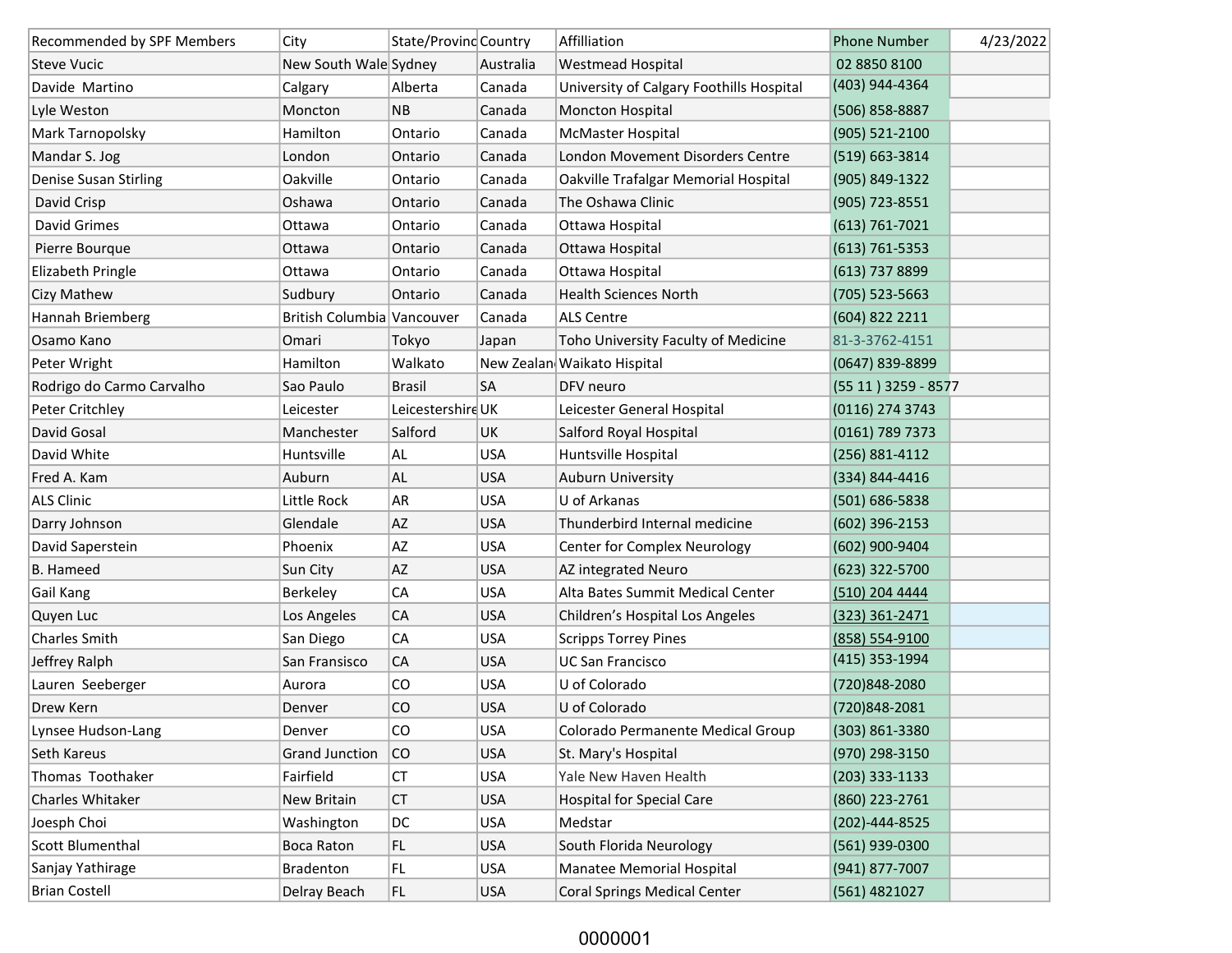| Recommended by SPF Members | City | State/Provinc | Country | Affilliation | Phone Number | 4/23/2022 |
|---|---|---|---|---|---|---|
| Steve Vucic | New South Wale | Sydney | Australia | Westmead Hospital | 02 8850 8100 | |
| Davide Martino | Calgary | Alberta | Canada | University of Calgary Foothills Hospital | (403) 944-4364 | |
| Lyle Weston | Moncton | NB | Canada | Moncton Hospital | (506) 858-8887 | |
| Mark Tarnopolsky | Hamilton | Ontario | Canada | McMaster Hospital | (905) 521-2100 | |
| Mandar S. Jog | London | Ontario | Canada | London Movement Disorders Centre | (519) 663-3814 | |
| Denise Susan Stirling | Oakville | Ontario | Canada | Oakville Trafalgar Memorial Hospital | (905) 849-1322 | |
| David Crisp | Oshawa | Ontario | Canada | The Oshawa Clinic | (905) 723-8551 | |
| David Grimes | Ottawa | Ontario | Canada | Ottawa Hospital | (613) 761-7021 | |
| Pierre Bourque | Ottawa | Ontario | Canada | Ottawa Hospital | (613) 761-5353 | |
| Elizabeth Pringle | Ottawa | Ontario | Canada | Ottawa Hospital | (613) 737 8899 | |
| Cizy Mathew | Sudbury | Ontario | Canada | Health Sciences North | (705) 523-5663 | |
| Hannah Briemberg | British Columbia | Vancouver | Canada | ALS Centre | (604) 822 2211 | |
| Osamo Kano | Omari | Tokyo | Japan | Toho University Faculty of Medicine | 81-3-3762-4151 | |
| Peter Wright | Hamilton | Walkato | New Zealan | Waikato Hispital | (0647) 839-8899 | |
| Rodrigo do Carmo Carvalho | Sao Paulo | Brasil | SA | DFV neuro | (55 11 ) 3259 - 8577 | |
| Peter Critchley | Leicester | Leicestershire | UK | Leicester General Hospital | (0116) 274 3743 | |
| David Gosal | Manchester | Salford | UK | Salford Royal Hospital | (0161) 789 7373 | |
| David White | Huntsville | AL | USA | Huntsville Hospital | (256) 881-4112 | |
| Fred A. Kam | Auburn | AL | USA | Auburn University | (334) 844-4416 | |
| ALS Clinic | Little Rock | AR | USA | U of Arkanas | (501) 686-5838 | |
| Darry Johnson | Glendale | AZ | USA | Thunderbird Internal medicine | (602) 396-2153 | |
| David Saperstein | Phoenix | AZ | USA | Center for Complex Neurology | (602) 900-9404 | |
| B. Hameed | Sun City | AZ | USA | AZ integrated Neuro | (623) 322-5700 | |
| Gail Kang | Berkeley | CA | USA | Alta Bates Summit Medical Center | (510) 204 4444 | |
| Quyen Luc | Los Angeles | CA | USA | Children's Hospital Los Angeles | (323) 361-2471 | |
| Charles Smith | San Diego | CA | USA | Scripps Torrey Pines | (858) 554-9100 | |
| Jeffrey Ralph | San Fransisco | CA | USA | UC San Francisco | (415) 353-1994 | |
| Lauren Seeberger | Aurora | CO | USA | U of Colorado | (720)848-2080 | |
| Drew Kern | Denver | CO | USA | U of Colorado | (720)848-2081 | |
| Lynsee Hudson-Lang | Denver | CO | USA | Colorado Permanente Medical Group | (303) 861-3380 | |
| Seth Kareus | Grand Junction | CO | USA | St. Mary's Hospital | (970) 298-3150 | |
| Thomas Toothaker | Fairfield | CT | USA | Yale New Haven Health | (203) 333-1133 | |
| Charles Whitaker | New Britain | CT | USA | Hospital for Special Care | (860) 223-2761 | |
| Joesph Choi | Washington | DC | USA | Medstar | (202)-444-8525 | |
| Scott Blumenthal | Boca Raton | FL | USA | South Florida Neurology | (561) 939-0300 | |
| Sanjay Yathirage | Bradenton | FL | USA | Manatee Memorial Hospital | (941) 877-7007 | |
| Brian Costell | Delray Beach | FL | USA | Coral Springs Medical Center | (561) 4821027 | |

0000001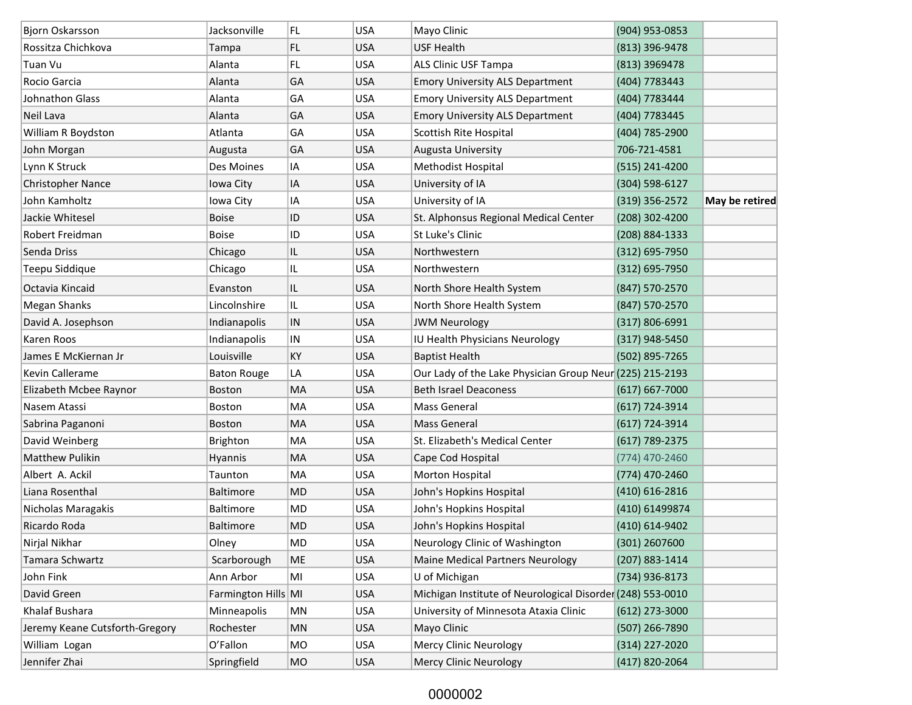| | | | | | | |
|---|---|---|---|---|---|---|
| Bjorn Oskarsson | Jacksonville | FL | USA | Mayo Clinic | (904) 953-0853 | |
| Rossitza Chichkova | Tampa | FL | USA | USF Health | (813) 396-9478 | |
| Tuan Vu | Alanta | FL | USA | ALS Clinic USF Tampa | (813) 3969478 | |
| Rocio Garcia | Alanta | GA | USA | Emory University ALS Department | (404) 7783443 | |
| Johnathon Glass | Alanta | GA | USA | Emory University ALS Department | (404) 7783444 | |
| Neil Lava | Alanta | GA | USA | Emory University ALS Department | (404) 7783445 | |
| William R Boydston | Atlanta | GA | USA | Scottish Rite Hospital | (404) 785-2900 | |
| John Morgan | Augusta | GA | USA | Augusta University | 706-721-4581 | |
| Lynn K Struck | Des Moines | IA | USA | Methodist Hospital | (515) 241-4200 | |
| Christopher Nance | Iowa City | IA | USA | University of IA | (304) 598-6127 | |
| John Kamholtz | Iowa City | IA | USA | University of IA | (319) 356-2572 | **May be retired** |
| Jackie Whitesel | Boise | ID | USA | St. Alphonsus Regional Medical Center | (208) 302-4200 | |
| Robert Freidman | Boise | ID | USA | St Luke's Clinic | (208) 884-1333 | |
| Senda Driss | Chicago | IL | USA | Northwestern | (312) 695-7950 | |
| Teepu Siddique | Chicago | IL | USA | Northwestern | (312) 695-7950 | |
| Octavia Kincaid | Evanston | IL | USA | North Shore Health System | (847) 570-2570 | |
| Megan Shanks | Lincolnshire | IL | USA | North Shore Health System | (847) 570-2570 | |
| David A. Josephson | Indianapolis | IN | USA | JWM Neurology | (317) 806-6991 | |
| Karen Roos | Indianapolis | IN | USA | IU Health Physicians Neurology | (317) 948-5450 | |
| James E McKiernan Jr | Louisville | KY | USA | Baptist Health | (502) 895-7265 | |
| Kevin Callerame | Baton Rouge | LA | USA | Our Lady of the Lake Physician Group Neur | (225) 215-2193 | |
| Elizabeth Mcbee Raynor | Boston | MA | USA | Beth Israel Deaconess | (617) 667-7000 | |
| Nasem Atassi | Boston | MA | USA | Mass General | (617) 724-3914 | |
| Sabrina Paganoni | Boston | MA | USA | Mass General | (617) 724-3914 | |
| David Weinberg | Brighton | MA | USA | St. Elizabeth's Medical Center | (617) 789-2375 | |
| Matthew Pulikin | Hyannis | MA | USA | Cape Cod Hospital | (774) 470-2460 | |
| Albert A. Ackil | Taunton | MA | USA | Morton Hospital | (774) 470-2460 | |
| Liana Rosenthal | Baltimore | MD | USA | John's Hopkins Hospital | (410) 616-2816 | |
| Nicholas Maragakis | Baltimore | MD | USA | John's Hopkins Hospital | (410) 61499874 | |
| Ricardo Roda | Baltimore | MD | USA | John's Hopkins Hospital | (410) 614-9402 | |
| Nirjal Nikhar | Olney | MD | USA | Neurology Clinic of Washington | (301) 2607600 | |
| Tamara Schwartz | Scarborough | ME | USA | Maine Medical Partners Neurology | (207) 883-1414 | |
| John Fink | Ann Arbor | MI | USA | U of Michigan | (734) 936-8173 | |
| David Green | Farmington Hills | MI | USA | Michigan Institute of Neurological Disorder | (248) 553-0010 | |
| Khalaf Bushara | Minneapolis | MN | USA | University of Minnesota Ataxia Clinic | (612) 273-3000 | |
| Jeremy Keane Cutsforth-Gregory | Rochester | MN | USA | Mayo Clinic | (507) 266-7890 | |
| William Logan | O'Fallon | MO | USA | Mercy Clinic Neurology | (314) 227-2020 | |
| Jennifer Zhai | Springfield | MO | USA | Mercy Clinic Neurology | (417) 820-2064 | |

0000002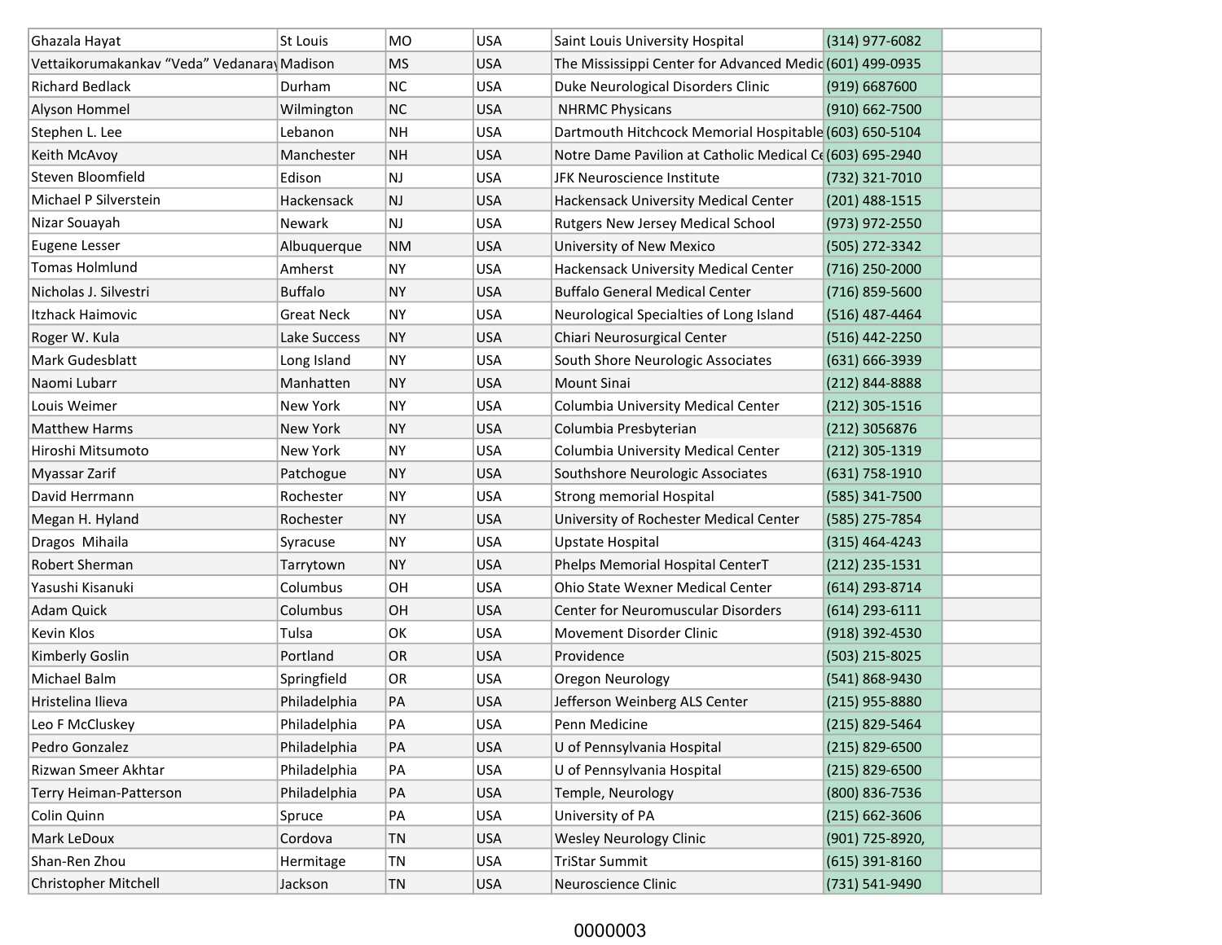| | | | | | | |
|---|---|---|---|---|---|---|
| Ghazala Hayat | St Louis | MO | USA | Saint Louis University Hospital | (314) 977-6082 | |
| Vettaikorumakankav “Veda” Vedanaray | Madison | MS | USA | The Mississippi Center for Advanced Medic | (601) 499-0935 | |
| Richard Bedlack | Durham | NC | USA | Duke Neurological Disorders Clinic | (919) 6687600 | |
| Alyson Hommel | Wilmington | NC | USA | NHRMC Physicans | (910) 662-7500 | |
| Stephen L. Lee | Lebanon | NH | USA | Dartmouth Hitchcock Memorial Hospitable | (603) 650-5104 | |
| Keith McAvoy | Manchester | NH | USA | Notre Dame Pavilion at Catholic Medical Ce | (603) 695-2940 | |
| Steven Bloomfield | Edison | NJ | USA | JFK Neuroscience Institute | (732) 321-7010 | |
| Michael P Silverstein | Hackensack | NJ | USA | Hackensack University Medical Center | (201) 488-1515 | |
| Nizar Souayah | Newark | NJ | USA | Rutgers New Jersey Medical School | (973) 972-2550 | |
| Eugene Lesser | Albuquerque | NM | USA | University of New Mexico | (505) 272-3342 | |
| Tomas Holmlund | Amherst | NY | USA | Hackensack University Medical Center | (716) 250-2000 | |
| Nicholas J. Silvestri | Buffalo | NY | USA | Buffalo General Medical Center | (716) 859-5600 | |
| Itzhack Haimovic | Great Neck | NY | USA | Neurological Specialties of Long Island | (516) 487-4464 | |
| Roger W. Kula | Lake Success | NY | USA | Chiari Neurosurgical Center | (516) 442-2250 | |
| Mark Gudesblatt | Long Island | NY | USA | South Shore Neurologic Associates | (631) 666-3939 | |
| Naomi Lubarr | Manhatten | NY | USA | Mount Sinai | (212) 844-8888 | |
| Louis Weimer | New York | NY | USA | Columbia University Medical Center | (212) 305-1516 | |
| Matthew Harms | New York | NY | USA | Columbia Presbyterian | (212) 3056876 | |
| Hiroshi Mitsumoto | New York | NY | USA | Columbia University Medical Center | (212) 305-1319 | |
| Myassar Zarif | Patchogue | NY | USA | Southshore Neurologic Associates | (631) 758-1910 | |
| David Herrmann | Rochester | NY | USA | Strong memorial Hospital | (585) 341-7500 | |
| Megan H. Hyland | Rochester | NY | USA | University of Rochester Medical Center | (585) 275-7854 | |
| Dragos Mihaila | Syracuse | NY | USA | Upstate Hospital | (315) 464-4243 | |
| Robert Sherman | Tarrytown | NY | USA | Phelps Memorial Hospital CenterT | (212) 235-1531 | |
| Yasushi Kisanuki | Columbus | OH | USA | Ohio State Wexner Medical Center | (614) 293-8714 | |
| Adam Quick | Columbus | OH | USA | Center for Neuromuscular Disorders | (614) 293-6111 | |
| Kevin Klos | Tulsa | OK | USA | Movement Disorder Clinic | (918) 392-4530 | |
| Kimberly Goslin | Portland | OR | USA | Providence | (503) 215-8025 | |
| Michael Balm | Springfield | OR | USA | Oregon Neurology | (541) 868-9430 | |
| Hristelina Ilieva | Philadelphia | PA | USA | Jefferson Weinberg ALS Center | (215) 955-8880 | |
| Leo F McCluskey | Philadelphia | PA | USA | Penn Medicine | (215) 829-5464 | |
| Pedro Gonzalez | Philadelphia | PA | USA | U of Pennsylvania Hospital | (215) 829-6500 | |
| Rizwan Smeer Akhtar | Philadelphia | PA | USA | U of Pennsylvania Hospital | (215) 829-6500 | |
| Terry Heiman-Patterson | Philadelphia | PA | USA | Temple, Neurology | (800) 836-7536 | |
| Colin Quinn | Spruce | PA | USA | University of PA | (215) 662-3606 | |
| Mark LeDoux | Cordova | TN | USA | Wesley Neurology Clinic | (901) 725-8920, | |
| Shan-Ren Zhou | Hermitage | TN | USA | TriStar Summit | (615) 391-8160 | |
| Christopher Mitchell | Jackson | TN | USA | Neuroscience Clinic | (731) 541-9490 | |

0000003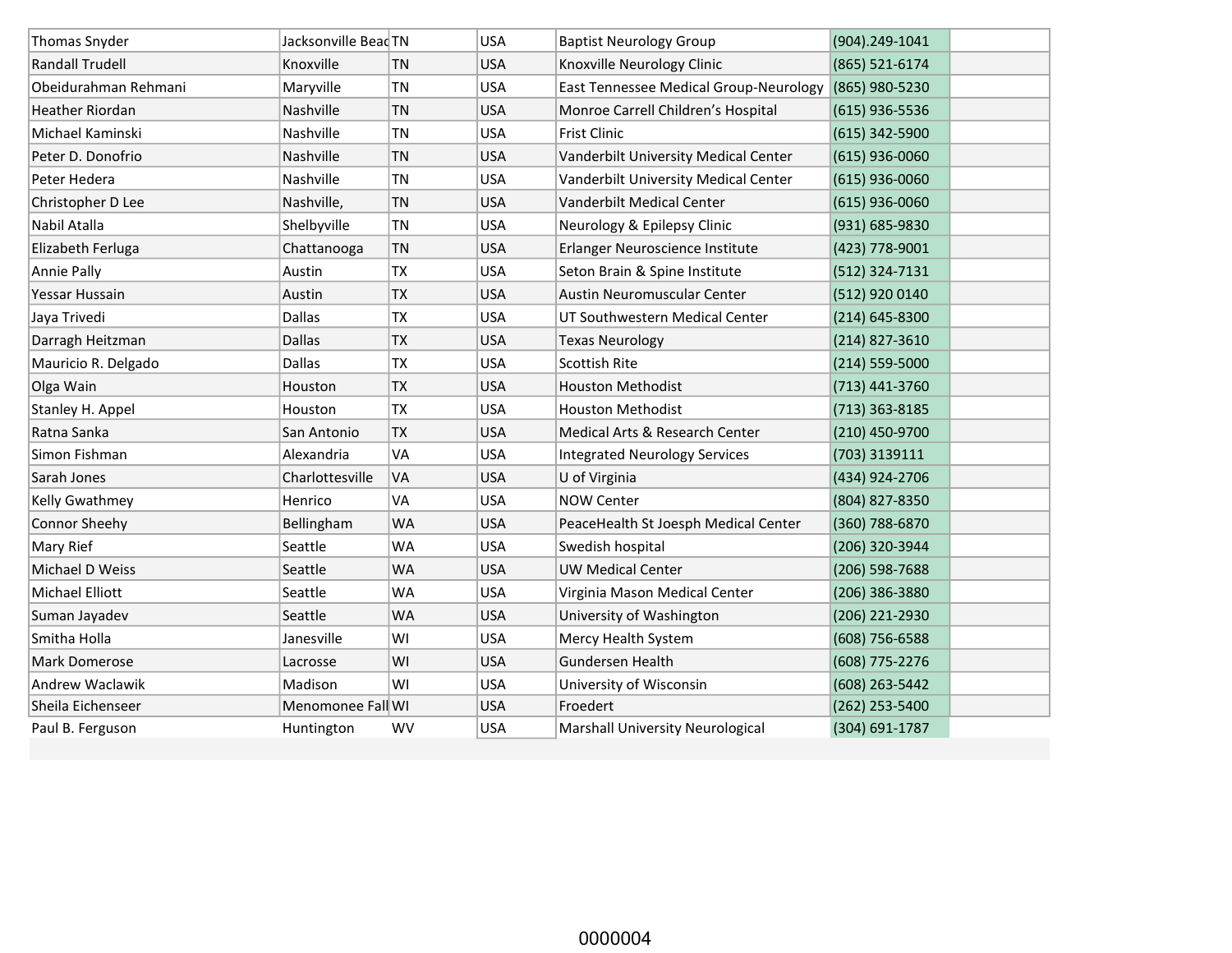| | | | | | | |
|---|---|---|---|---|---|---|
| Thomas Snyder | Jacksonville Beac | TN | USA | Baptist Neurology Group | (904).249-1041 | |
| Randall Trudell | Knoxville | TN | USA | Knoxville Neurology Clinic | (865) 521-6174 | |
| Obeidurahman Rehmani | Maryville | TN | USA | East Tennessee Medical Group-Neurology | (865) 980-5230 | |
| Heather Riordan | Nashville | TN | USA | Monroe Carrell Children's Hospital | (615) 936-5536 | |
| Michael Kaminski | Nashville | TN | USA | Frist Clinic | (615) 342-5900 | |
| Peter D. Donofrio | Nashville | TN | USA | Vanderbilt University Medical Center | (615) 936-0060 | |
| Peter Hedera | Nashville | TN | USA | Vanderbilt University Medical Center | (615) 936-0060 | |
| Christopher D Lee | Nashville, | TN | USA | Vanderbilt Medical Center | (615) 936-0060 | |
| Nabil Atalla | Shelbyville | TN | USA | Neurology & Epilepsy Clinic | (931) 685-9830 | |
| Elizabeth Ferluga | Chattanooga | TN | USA | Erlanger Neuroscience Institute | (423) 778-9001 | |
| Annie Pally | Austin | TX | USA | Seton Brain & Spine Institute | (512) 324-7131 | |
| Yessar Hussain | Austin | TX | USA | Austin Neuromuscular Center | (512) 920 0140 | |
| Jaya Trivedi | Dallas | TX | USA | UT Southwestern Medical Center | (214) 645-8300 | |
| Darragh Heitzman | Dallas | TX | USA | Texas Neurology | (214) 827-3610 | |
| Mauricio R. Delgado | Dallas | TX | USA | Scottish Rite | (214) 559-5000 | |
| Olga Wain | Houston | TX | USA | Houston Methodist | (713) 441-3760 | |
| Stanley H. Appel | Houston | TX | USA | Houston Methodist | (713) 363-8185 | |
| Ratna Sanka | San Antonio | TX | USA | Medical Arts & Research Center | (210) 450-9700 | |
| Simon Fishman | Alexandria | VA | USA | Integrated Neurology Services | (703) 3139111 | |
| Sarah Jones | Charlottesville | VA | USA | U of Virginia | (434) 924-2706 | |
| Kelly Gwathmey | Henrico | VA | USA | NOW Center | (804) 827-8350 | |
| Connor Sheehy | Bellingham | WA | USA | PeaceHealth St Joesph Medical Center | (360) 788-6870 | |
| Mary Rief | Seattle | WA | USA | Swedish hospital | (206) 320-3944 | |
| Michael D Weiss | Seattle | WA | USA | UW Medical Center | (206) 598-7688 | |
| Michael Elliott | Seattle | WA | USA | Virginia Mason Medical Center | (206) 386-3880 | |
| Suman Jayadev | Seattle | WA | USA | University of Washington | (206) 221-2930 | |
| Smitha Holla | Janesville | WI | USA | Mercy Health System | (608) 756-6588 | |
| Mark Domerose | Lacrosse | WI | USA | Gundersen Health | (608) 775-2276 | |
| Andrew Waclawik | Madison | WI | USA | University of Wisconsin | (608) 263-5442 | |
| Sheila Eichenseer | Menomonee Fall | WI | USA | Froedert | (262) 253-5400 | |
| Paul B. Ferguson | Huntington | WV | USA | Marshall University Neurological | (304) 691-1787 | |

0000004